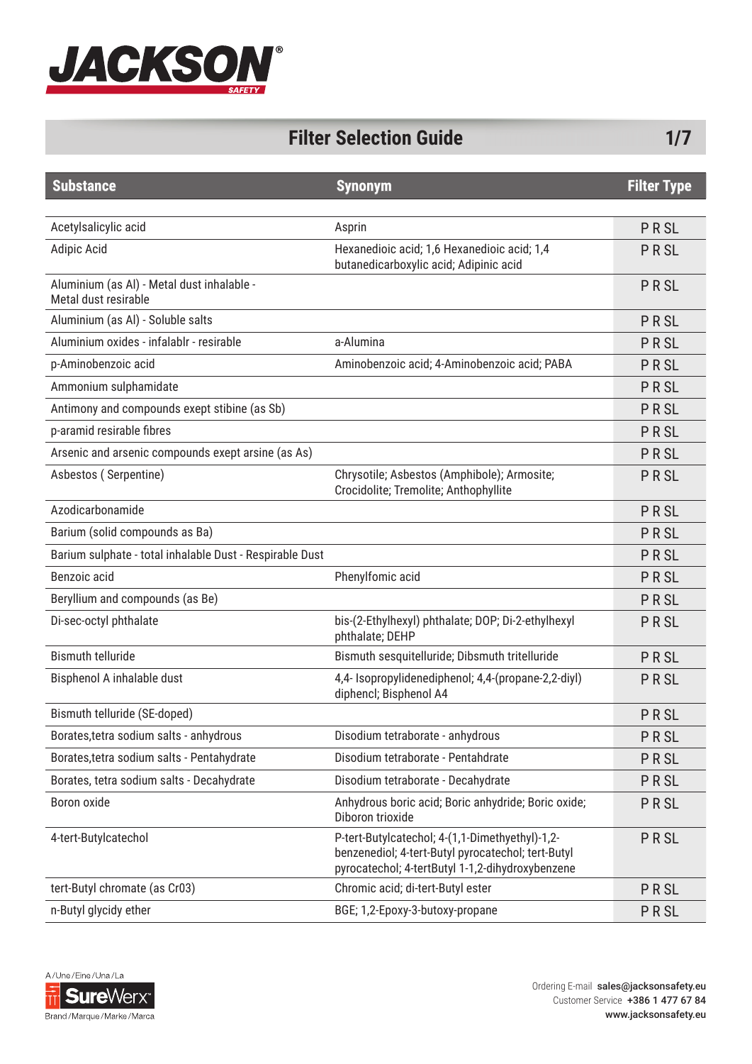# Filter Selection Guide

| Substance | Synonym | Filter Type |
|---|---|---|
| Acetylsalicylic acid | Asprin | P R SL |
| Adipic Acid | Hexanedioic acid; 1,6 Hexanedioic acid; 1,4 butanedicarboxylic acid; Adipinic acid | P R SL |
| Aluminium (as Al) - Metal dust inhalable - Metal dust resirable | | P R SL |
| Aluminium (as Al) - Soluble salts | | P R SL |
| Aluminium oxides - infalablr - resirable | a-Alumina | P R SL |
| p-Aminobenzoic acid | Aminobenzoic acid; 4-Aminobenzoic acid; PABA | P R SL |
| Ammonium sulphamidate | | P R SL |
| Antimony and compounds exept stibine (as Sb) | | P R SL |
| p-aramid resirable fibres | | P R SL |
| Arsenic and arsenic compounds exept arsine (as As) | | P R SL |
| Asbestos ( Serpentine) | Chrysotile; Asbestos (Amphibole); Armosite; Crocidolite; Tremolite; Anthophyllite | P R SL |
| Azodicarbonamide | | P R SL |
| Barium (solid compounds as Ba) | | P R SL |
| Barium sulphate - total inhalable Dust - Respirable Dust | | P R SL |
| Benzoic acid | Phenylfomic acid | P R SL |
| Beryllium and compounds (as Be) | | P R SL |
| Di-sec-octyl phthalate | bis-(2-Ethylhexyl) phthalate; DOP; Di-2-ethylhexyl phthalate; DEHP | P R SL |
| Bismuth telluride | Bismuth sesquitelluride; Dibsmuth tritelluride | P R SL |
| Bisphenol A inhalable dust | 4,4- Isopropylidenediphenol; 4,4-(propane-2,2-diyl) diphencl; Bisphenol A4 | P R SL |
| Bismuth telluride (SE-doped) | | P R SL |
| Borates,tetra sodium salts - anhydrous | Disodium tetraborate - anhydrous | P R SL |
| Borates,tetra sodium salts - Pentahydrate | Disodium tetraborate - Pentahdrate | P R SL |
| Borates, tetra sodium salts - Decahydrate | Disodium tetraborate - Decahydrate | P R SL |
| Boron oxide | Anhydrous boric acid; Boric anhydride; Boric oxide; Diboron trioxide | P R SL |
| 4-tert-Butylcatechol | P-tert-Butylcatechol; 4-(1,1-Dimethyethyl)-1,2-benzenediol; 4-tert-Butyl pyrocatechol; tert-Butyl pyrocatechol; 4-tertButyl 1-1,2-dihydroxybenzene | P R SL |
| tert-Butyl chromate (as Cr03) | Chromic acid; di-tert-Butyl ester | P R SL |
| n-Butyl glycidy ether | BGE; 1,2-Epoxy-3-butoxy-propane | P R SL |

Ordering E-mail **sales@jacksonsafety.eu**
Customer Service **+386 1 477 67 84**
**www.jacksonsafety.eu**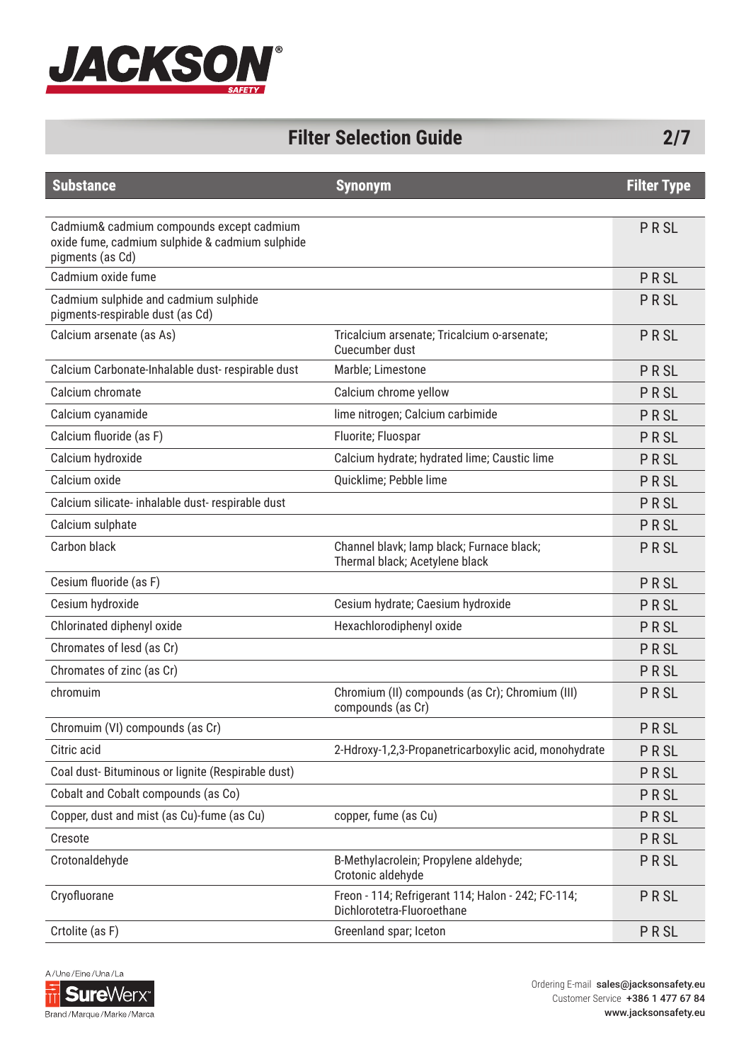# Filter Selection Guide

| Substance | Synonym | Filter Type |
|---|---|---|
| Cadmium& cadmium compounds except cadmium oxide fume, cadmium sulphide & cadmium sulphide pigments (as Cd) | | P R SL |
| Cadmium oxide fume | | P R SL |
| Cadmium sulphide and cadmium sulphide pigments-respirable dust (as Cd) | | P R SL |
| Calcium arsenate (as As) | Tricalcium arsenate; Tricalcium o-arsenate; Cuecumber dust | P R SL |
| Calcium Carbonate-Inhalable dust- respirable dust | Marble; Limestone | P R SL |
| Calcium chromate | Calcium chrome yellow | P R SL |
| Calcium cyanamide | lime nitrogen; Calcium carbimide | P R SL |
| Calcium fluoride (as F) | Fluorite; Fluospar | P R SL |
| Calcium hydroxide | Calcium hydrate; hydrated lime; Caustic lime | P R SL |
| Calcium oxide | Quicklime; Pebble lime | P R SL |
| Calcium silicate- inhalable dust- respirable dust | | P R SL |
| Calcium sulphate | | P R SL |
| Carbon black | Channel blavk; lamp black; Furnace black; Thermal black; Acetylene black | P R SL |
| Cesium fluoride (as F) | | P R SL |
| Cesium hydroxide | Cesium hydrate; Caesium hydroxide | P R SL |
| Chlorinated diphenyl oxide | Hexachlorodiphenyl oxide | P R SL |
| Chromates of lesd (as Cr) | | P R SL |
| Chromates of zinc (as Cr) | | P R SL |
| chromuim | Chromium (II) compounds (as Cr); Chromium (III) compounds (as Cr) | P R SL |
| Chromuim (VI) compounds (as Cr) | | P R SL |
| Citric acid | 2-Hdroxy-1,2,3-Propanetricarboxylic acid, monohydrate | P R SL |
| Coal dust- Bituminous or lignite (Respirable dust) | | P R SL |
| Cobalt and Cobalt compounds (as Co) | | P R SL |
| Copper, dust and mist (as Cu)-fume (as Cu) | copper, fume (as Cu) | P R SL |
| Cresote | | P R SL |
| Crotonaldehyde | B-Methylacrolein; Propylene aldehyde; Crotonic aldehyde | P R SL |
| Cryofluorane | Freon - 114; Refrigerant 114; Halon - 242; FC-114; Dichlorotetra-Fluoroethane | P R SL |
| Crtolite (as F) | Greenland spar; Iceton | P R SL |

Ordering E-mail **sales@jacksonsafety.eu**
Customer Service **+386 1 477 67 84**
**www.jacksonsafety.eu**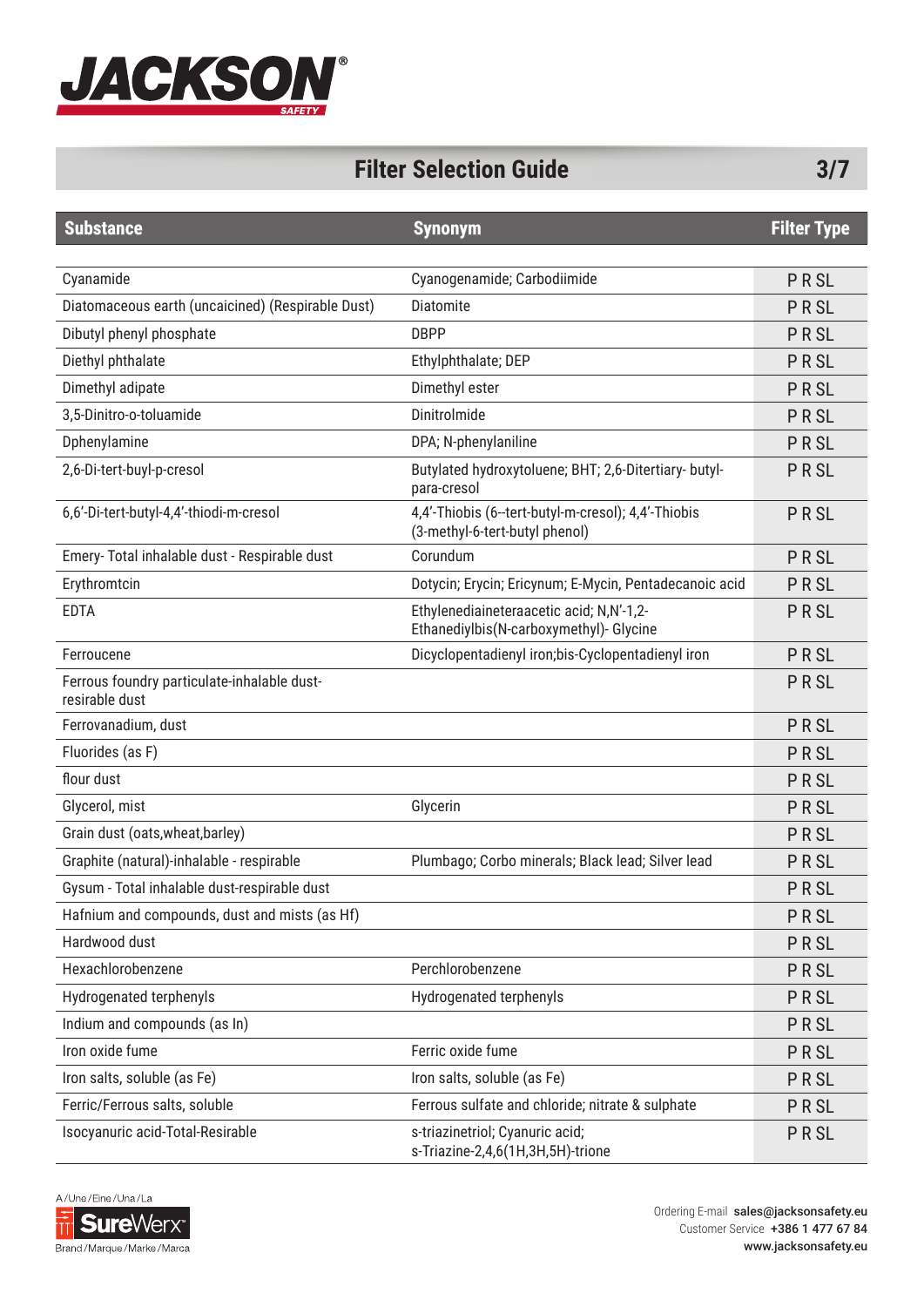# Filter Selection Guide

| Substance | Synonym | Filter Type |
|---|---|---|
| Cyanamide | Cyanogenamide; Carbodiimide | P R SL |
| Diatomaceous earth (uncaicined) (Respirable Dust) | Diatomite | P R SL |
| Dibutyl phenyl phosphate | DBPP | P R SL |
| Diethyl phthalate | Ethylphthalate; DEP | P R SL |
| Dimethyl adipate | Dimethyl ester | P R SL |
| 3,5-Dinitro-o-toluamide | Dinitrolmide | P R SL |
| Dphenylamine | DPA; N-phenylaniline | P R SL |
| 2,6-Di-tert-buyl-p-cresol | Butylated hydroxytoluene; BHT; 2,6-Ditertiary- butyl-para-cresol | P R SL |
| 6,6'-Di-tert-butyl-4,4'-thiodi-m-cresol | 4,4'-Thiobis (6--tert-butyl-m-cresol); 4,4'-Thiobis (3-methyl-6-tert-butyl phenol) | P R SL |
| Emery- Total inhalable dust - Respirable dust | Corundum | P R SL |
| Erythromtcin | Dotycin; Erycin; Ericynum; E-Mycin, Pentadecanoic acid | P R SL |
| EDTA | Ethylenediaineteraacetic acid; N,N'-1,2-Ethanediylbis(N-carboxymethyl)- Glycine | P R SL |
| Ferroucene | Dicyclopentadienyl iron;bis-Cyclopentadienyl iron | P R SL |
| Ferrous foundry particulate-inhalable dust-resirable dust | | P R SL |
| Ferrovanadium, dust | | P R SL |
| Fluorides (as F) | | P R SL |
| flour dust | | P R SL |
| Glycerol, mist | Glycerin | P R SL |
| Grain dust (oats,wheat,barley) | | P R SL |
| Graphite (natural)-inhalable - respirable | Plumbago; Corbo minerals; Black lead; Silver lead | P R SL |
| Gysum - Total inhalable dust-respirable dust | | P R SL |
| Hafnium and compounds, dust and mists (as Hf) | | P R SL |
| Hardwood dust | | P R SL |
| Hexachlorobenzene | Perchlorobenzene | P R SL |
| Hydrogenated terphenyls | Hydrogenated terphenyls | P R SL |
| Indium and compounds (as In) | | P R SL |
| Iron oxide fume | Ferric oxide fume | P R SL |
| Iron salts, soluble (as Fe) | Iron salts, soluble (as Fe) | P R SL |
| Ferric/Ferrous salts, soluble | Ferrous sulfate and chloride; nitrate & sulphate | P R SL |
| Isocyanuric acid-Total-Resirable | s-triazinetriol; Cyanuric acid; s-Triazine-2,4,6(1H,3H,5H)-trione | P R SL |

Ordering E-mail sales@jacksonsafety.eu
Customer Service +386 1 477 67 84
www.jacksonsafety.eu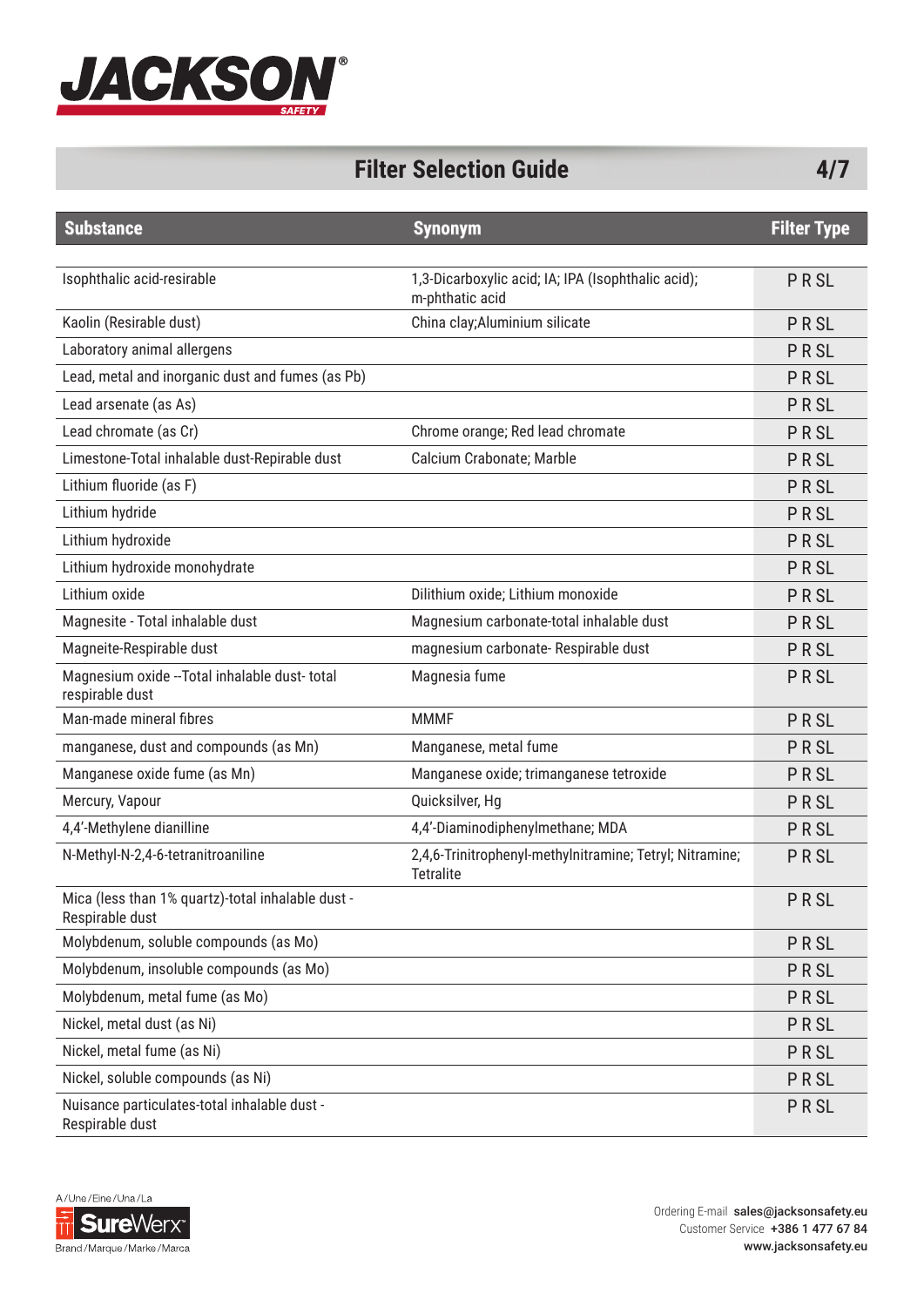# Filter Selection Guide

| Substance | Synonym | Filter Type |
|---|---|---|
| Isophthalic acid-resirable | 1,3-Dicarboxylic acid; IA; IPA (Isophthalic acid); m-phthalic acid | P R SL |
| Kaolin (Resirable dust) | China clay;Aluminium silicate | P R SL |
| Laboratory animal allergens | | P R SL |
| Lead, metal and inorganic dust and fumes (as Pb) | | P R SL |
| Lead arsenate (as As) | | P R SL |
| Lead chromate (as Cr) | Chrome orange; Red lead chromate | P R SL |
| Limestone-Total inhalable dust-Repirable dust | Calcium Crabonate; Marble | P R SL |
| Lithium fluoride (as F) | | P R SL |
| Lithium hydride | | P R SL |
| Lithium hydroxide | | P R SL |
| Lithium hydroxide monohydrate | | P R SL |
| Lithium oxide | Dilithium oxide; Lithium monoxide | P R SL |
| Magnesite - Total inhalable dust | Magnesium carbonate-total inhalable dust | P R SL |
| Magneite-Respirable dust | magnesium carbonate- Respirable dust | P R SL |
| Magnesium oxide --Total inhalable dust- total respirable dust | Magnesia fume | P R SL |
| Man-made mineral fibres | MMMF | P R SL |
| manganese, dust and compounds (as Mn) | Manganese, metal fume | P R SL |
| Manganese oxide fume (as Mn) | Manganese oxide; trimanganese tetroxide | P R SL |
| Mercury, Vapour | Quicksilver, Hg | P R SL |
| 4,4'-Methylene dianilline | 4,4'-Diaminodiphenylmethane; MDA | P R SL |
| N-Methyl-N-2,4-6-tetranitroaniline | 2,4,6-Trinitrophenyl-methylnitramine; Tetryl; Nitramine; Tetralite | P R SL |
| Mica (less than 1% quartz)-total inhalable dust - Respirable dust | | P R SL |
| Molybdenum, soluble compounds (as Mo) | | P R SL |
| Molybdenum, insoluble compounds (as Mo) | | P R SL |
| Molybdenum, metal fume (as Mo) | | P R SL |
| Nickel, metal dust (as Ni) | | P R SL |
| Nickel, metal fume (as Ni) | | P R SL |
| Nickel, soluble compounds (as Ni) | | P R SL |
| Nuisance particulates-total inhalable dust - Respirable dust | | P R SL |

Ordering E-mail sales@jacksonsafety.eu
Customer Service +386 1 477 67 84
www.jacksonsafety.eu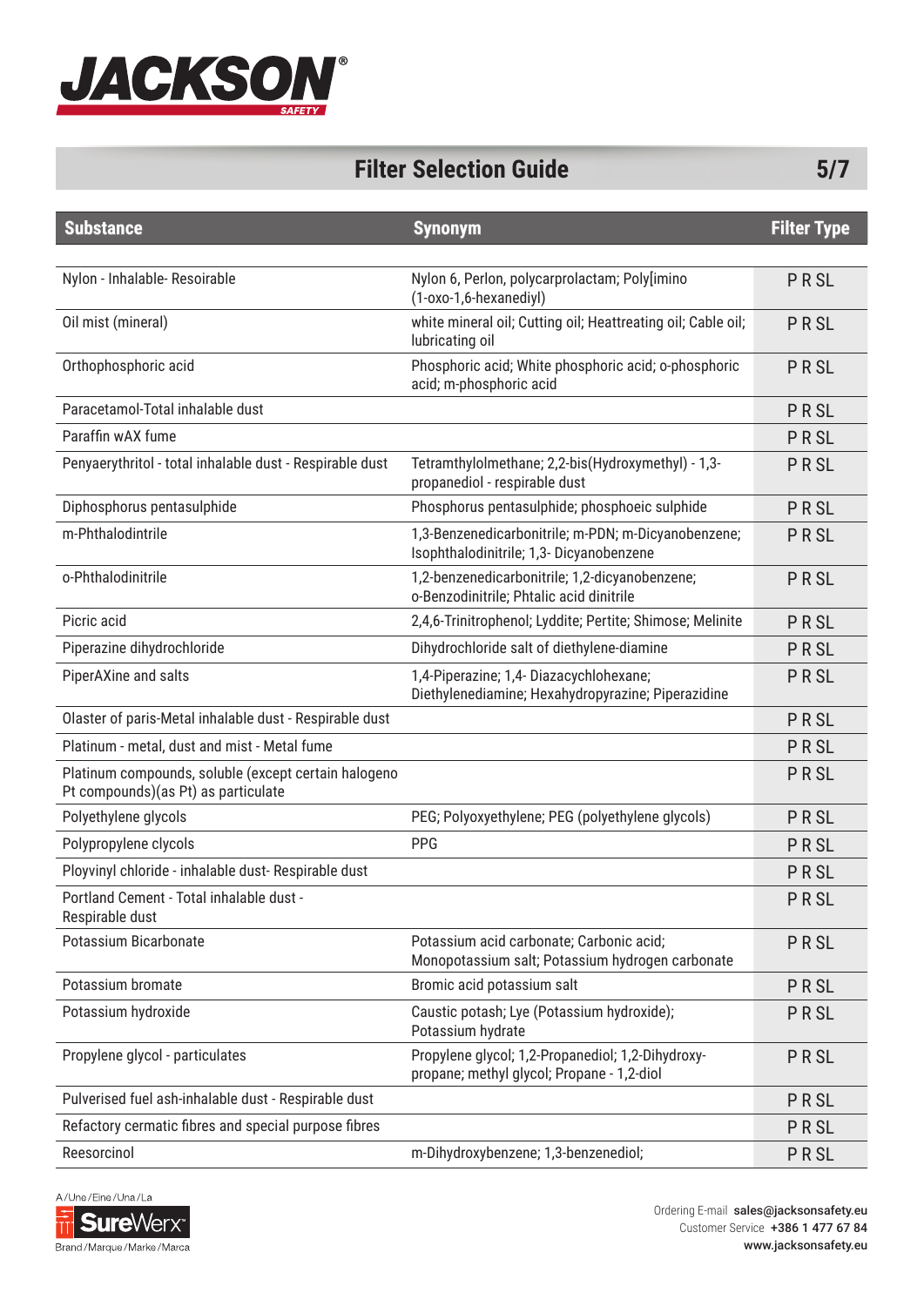# Filter Selection Guide

| Substance | Synonym | Filter Type |
|---|---|---|
| Nylon - Inhalable- Resoirable | Nylon 6, Perlon, polycarprolactam; Poly[imino (1-oxo-1,6-hexanediyl) | P R SL |
| Oil mist (mineral) | white mineral oil; Cutting oil; Heattreating oil; Cable oil; lubricating oil | P R SL |
| Orthophosphoric acid | Phosphoric acid; White phosphoric acid; o-phosphoric acid; m-phosphoric acid | P R SL |
| Paracetamol-Total inhalable dust | | P R SL |
| Paraffin wAX fume | | P R SL |
| Penyaerythritol - total inhalable dust - Respirable dust | Tetramthylolmethane; 2,2-bis(Hydroxymethyl) - 1,3-propanediol - respirable dust | P R SL |
| Diphosphorus pentasulphide | Phosphorus pentasulphide; phosphoeic sulphide | P R SL |
| m-Phthalodintrile | 1,3-Benzenedicarbonitrile; m-PDN; m-Dicyanobenzene; Isophthalodinitrile; 1,3- Dicyanobenzene | P R SL |
| o-Phthalodinitrile | 1,2-benzenedicarbonitrile; 1,2-dicyanobenzene; o-Benzodinitrile; Phtalic acid dinitrile | P R SL |
| Picric acid | 2,4,6-Trinitrophenol; Lyddite; Pertite; Shimose; Melinite | P R SL |
| Piperazine dihydrochloride | Dihydrochloride salt of diethylene-diamine | P R SL |
| PiperAXine and salts | 1,4-Piperazine; 1,4- Diazacychlohexane; Diethylenediamine; Hexahydropyrazine; Piperazidine | P R SL |
| Olaster of paris-Metal inhalable dust - Respirable dust | | P R SL |
| Platinum - metal, dust and mist - Metal fume | | P R SL |
| Platinum compounds, soluble (except certain halogeno Pt compounds)(as Pt) as particulate | | P R SL |
| Polyethylene glycols | PEG; Polyoxyethylene; PEG (polyethylene glycols) | P R SL |
| Polypropylene clycols | PPG | P R SL |
| Ployvinyl chloride - inhalable dust- Respirable dust | | P R SL |
| Portland Cement - Total inhalable dust - Respirable dust | | P R SL |
| Potassium Bicarbonate | Potassium acid carbonate; Carbonic acid; Monopotassium salt; Potassium hydrogen carbonate | P R SL |
| Potassium bromate | Bromic acid potassium salt | P R SL |
| Potassium hydroxide | Caustic potash; Lye (Potassium hydroxide); Potassium hydrate | P R SL |
| Propylene glycol - particulates | Propylene glycol; 1,2-Propanediol; 1,2-Dihydroxy-propane; methyl glycol; Propane - 1,2-diol | P R SL |
| Pulverised fuel ash-inhalable dust - Respirable dust | | P R SL |
| Refactory cermatic fibres and special purpose fibres | | P R SL |
| Reesorcinol | m-Dihydroxybenzene; 1,3-benzenediol; | P R SL |

Ordering E-mail sales@jacksonsafety.eu
Customer Service +386 1 477 67 84
www.jacksonsafety.eu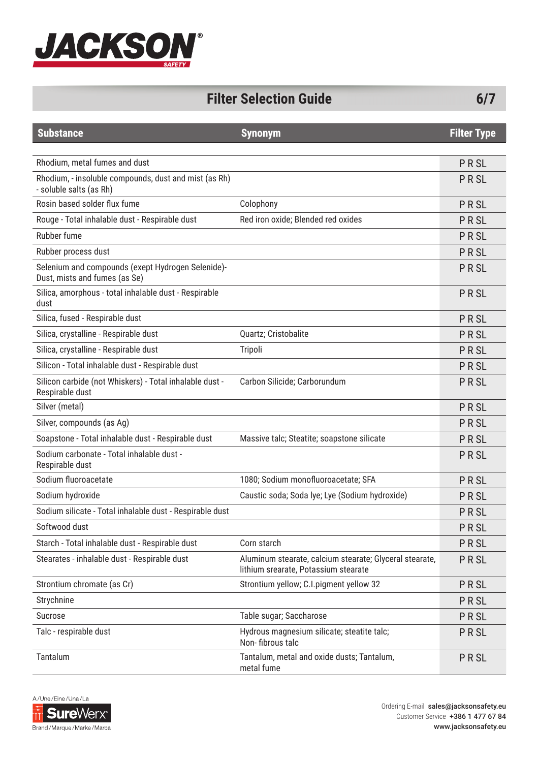# Filter Selection Guide

| Substance | Synonym | Filter Type |
|---|---|---|
| Rhodium, metal fumes and dust | | P R SL |
| Rhodium, - insoluble compounds, dust and mist (as Rh) - soluble salts (as Rh) | | P R SL |
| Rosin based solder flux fume | Colophony | P R SL |
| Rouge - Total inhalable dust - Respirable dust | Red iron oxide; Blended red oxides | P R SL |
| Rubber fume | | P R SL |
| Rubber process dust | | P R SL |
| Selenium and compounds (exept Hydrogen Selenide)- Dust, mists and fumes (as Se) | | P R SL |
| Silica, amorphous - total inhalable dust - Respirable dust | | P R SL |
| Silica, fused - Respirable dust | | P R SL |
| Silica, crystalline - Respirable dust | Quartz; Cristobalite | P R SL |
| Silica, crystalline - Respirable dust | Tripoli | P R SL |
| Silicon - Total inhalable dust - Respirable dust | | P R SL |
| Silicon carbide (not Whiskers) - Total inhalable dust - Respirable dust | Carbon Silicide; Carborundum | P R SL |
| Silver (metal) | | P R SL |
| Silver, compounds (as Ag) | | P R SL |
| Soapstone - Total inhalable dust - Respirable dust | Massive talc; Steatite; soapstone silicate | P R SL |
| Sodium carbonate - Total inhalable dust - Respirable dust | | P R SL |
| Sodium fluoroacetate | 1080; Sodium monofluoroacetate; SFA | P R SL |
| Sodium hydroxide | Caustic soda; Soda lye; Lye (Sodium hydroxide) | P R SL |
| Sodium silicate - Total inhalable dust - Respirable dust | | P R SL |
| Softwood dust | | P R SL |
| Starch - Total inhalable dust - Respirable dust | Corn starch | P R SL |
| Stearates - inhalable dust - Respirable dust | Aluminum stearate, calcium stearate; Glyceral stearate, lithium srearate, Potassium stearate | P R SL |
| Strontium chromate (as Cr) | Strontium yellow; C.I.pigment yellow 32 | P R SL |
| Strychnine | | P R SL |
| Sucrose | Table sugar; Saccharose | P R SL |
| Talc - respirable dust | Hydrous magnesium silicate; steatite talc; Non- fibrous talc | P R SL |
| Tantalum | Tantalum, metal and oxide dusts; Tantalum, metal fume | P R SL |

Ordering E-mail sales@jacksonsafety.eu
Customer Service +386 1 477 67 84
www.jacksonsafety.eu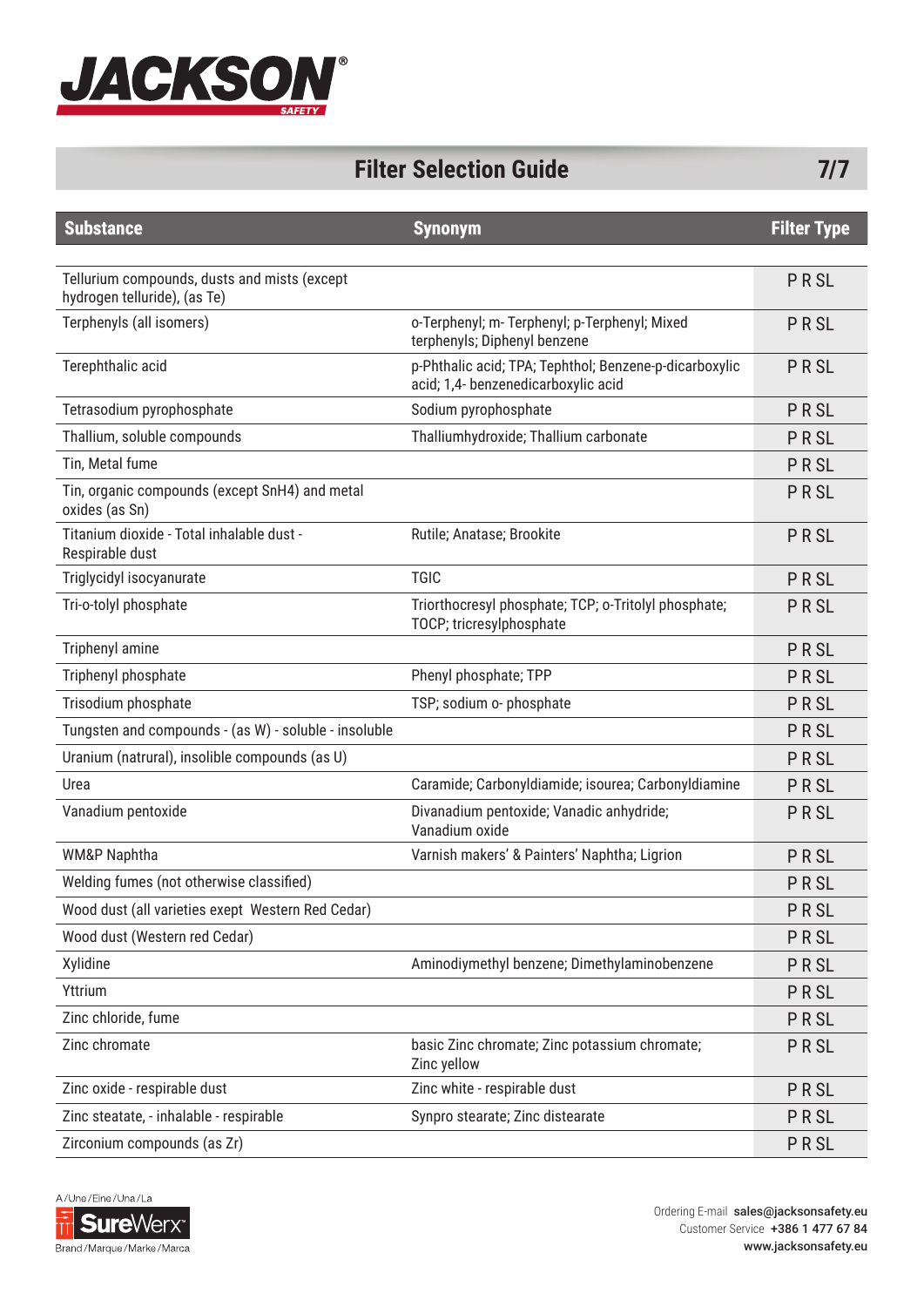# Filter Selection Guide

| Substance | Synonym | Filter Type |
|---|---|---|
| Tellurium compounds, dusts and mists (except hydrogen telluride), (as Te) | | P R SL |
| Terphenyls (all isomers) | o-Terphenyl; m- Terphenyl; p-Terphenyl; Mixed terphenyls; Diphenyl benzene | P R SL |
| Terephthalic acid | p-Phthalic acid; TPA; Tephthol; Benzene-p-dicarboxylic acid; 1,4- benzenedicarboxylic acid | P R SL |
| Tetrasodium pyrophosphate | Sodium pyrophosphate | P R SL |
| Thallium, soluble compounds | Thalliumhydroxide; Thallium carbonate | P R SL |
| Tin, Metal fume | | P R SL |
| Tin, organic compounds (except SnH4) and metal oxides (as Sn) | | P R SL |
| Titanium dioxide - Total inhalable dust - Respirable dust | Rutile; Anatase; Brookite | P R SL |
| Triglycidyl isocyanurate | TGIC | P R SL |
| Tri-o-tolyl phosphate | Triorthocresyl phosphate; TCP; o-Tritolyl phosphate; TOCP; tricresylphosphate | P R SL |
| Triphenyl amine | | P R SL |
| Triphenyl phosphate | Phenyl phosphate; TPP | P R SL |
| Trisodium phosphate | TSP; sodium o- phosphate | P R SL |
| Tungsten and compounds - (as W) - soluble - insoluble | | P R SL |
| Uranium (natrural), insolible compounds (as U) | | P R SL |
| Urea | Caramide; Carbonyldiamide; isourea; Carbonyldiamine | P R SL |
| Vanadium pentoxide | Divanadium pentoxide; Vanadic anhydride; Vanadium oxide | P R SL |
| WM&P Naphtha | Varnish makers' & Painters' Naphtha; Ligrion | P R SL |
| Welding fumes (not otherwise classified) | | P R SL |
| Wood dust (all varieties exept Western Red Cedar) | | P R SL |
| Wood dust (Western red Cedar) | | P R SL |
| Xylidine | Aminodiymethyl benzene; Dimethylaminobenzene | P R SL |
| Yttrium | | P R SL |
| Zinc chloride, fume | | P R SL |
| Zinc chromate | basic Zinc chromate; Zinc potassium chromate; Zinc yellow | P R SL |
| Zinc oxide - respirable dust | Zinc white - respirable dust | P R SL |
| Zinc steatate, - inhalable - respirable | Synpro stearate; Zinc distearate | P R SL |
| Zirconium compounds (as Zr) | | P R SL |

Ordering E-mail **sales@jacksonsafety.eu**
Customer Service **+386 1 477 67 84**
**www.jacksonsafety.eu**